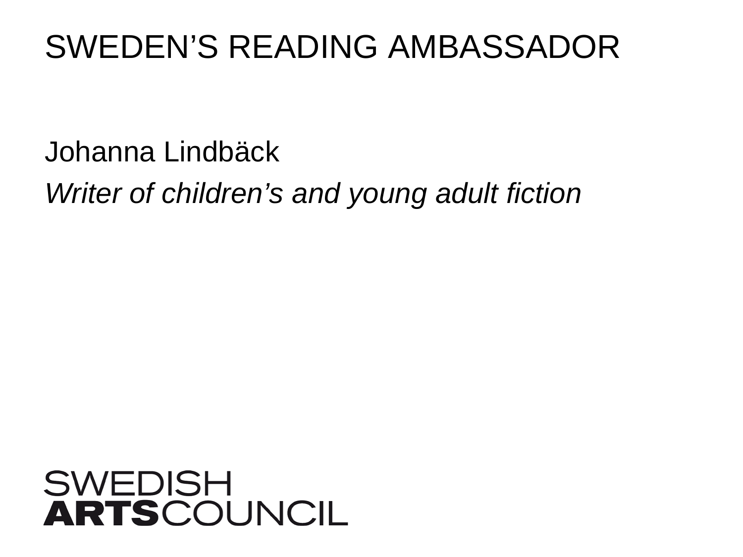# SWEDEN'S READING AMBASSADOR

Johanna Lindbäck

*Writer of children's and young adult fiction*

SWEDISH
**ARTS**COUNCIL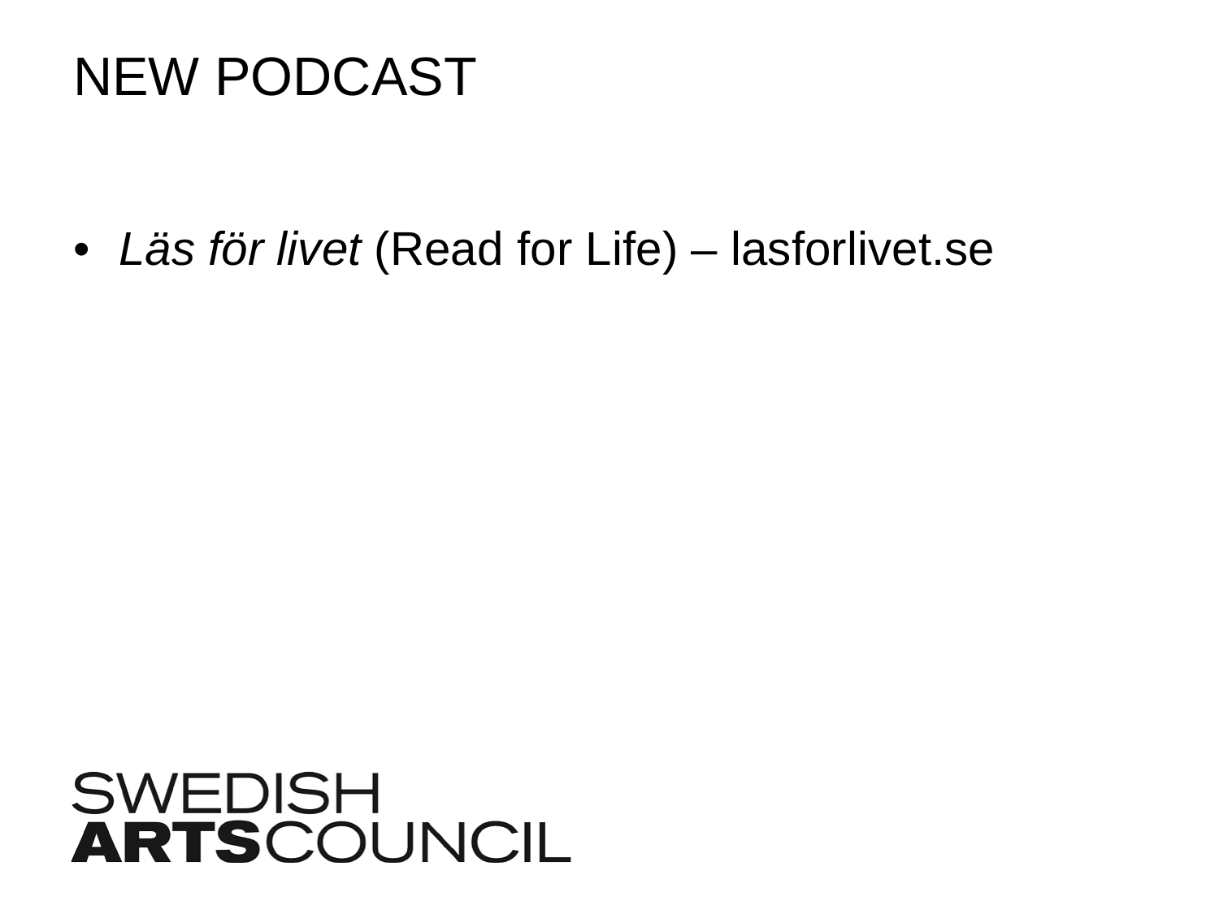# NEW PODCAST

- *Läs för livet* (Read for Life) – lasforlivet.se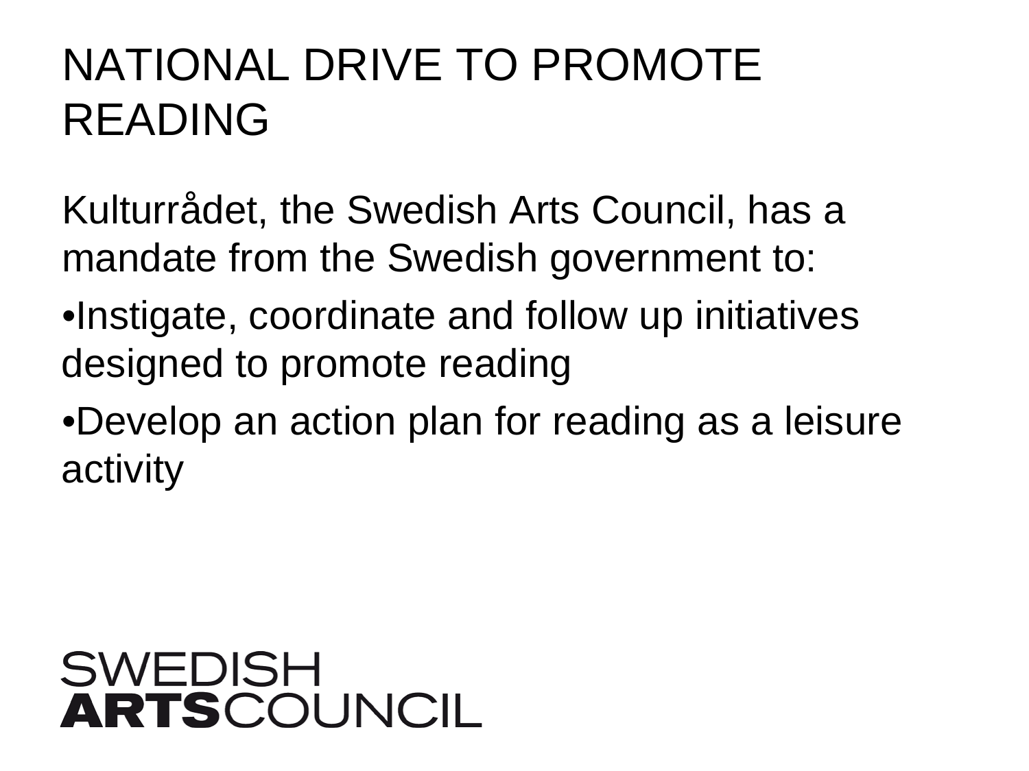# NATIONAL DRIVE TO PROMOTE READING

Kulturrådet, the Swedish Arts Council, has a mandate from the Swedish government to:

- Instigate, coordinate and follow up initiatives designed to promote reading
- Develop an action plan for reading as a leisure activity

SWEDISH **ARTS**COUNCIL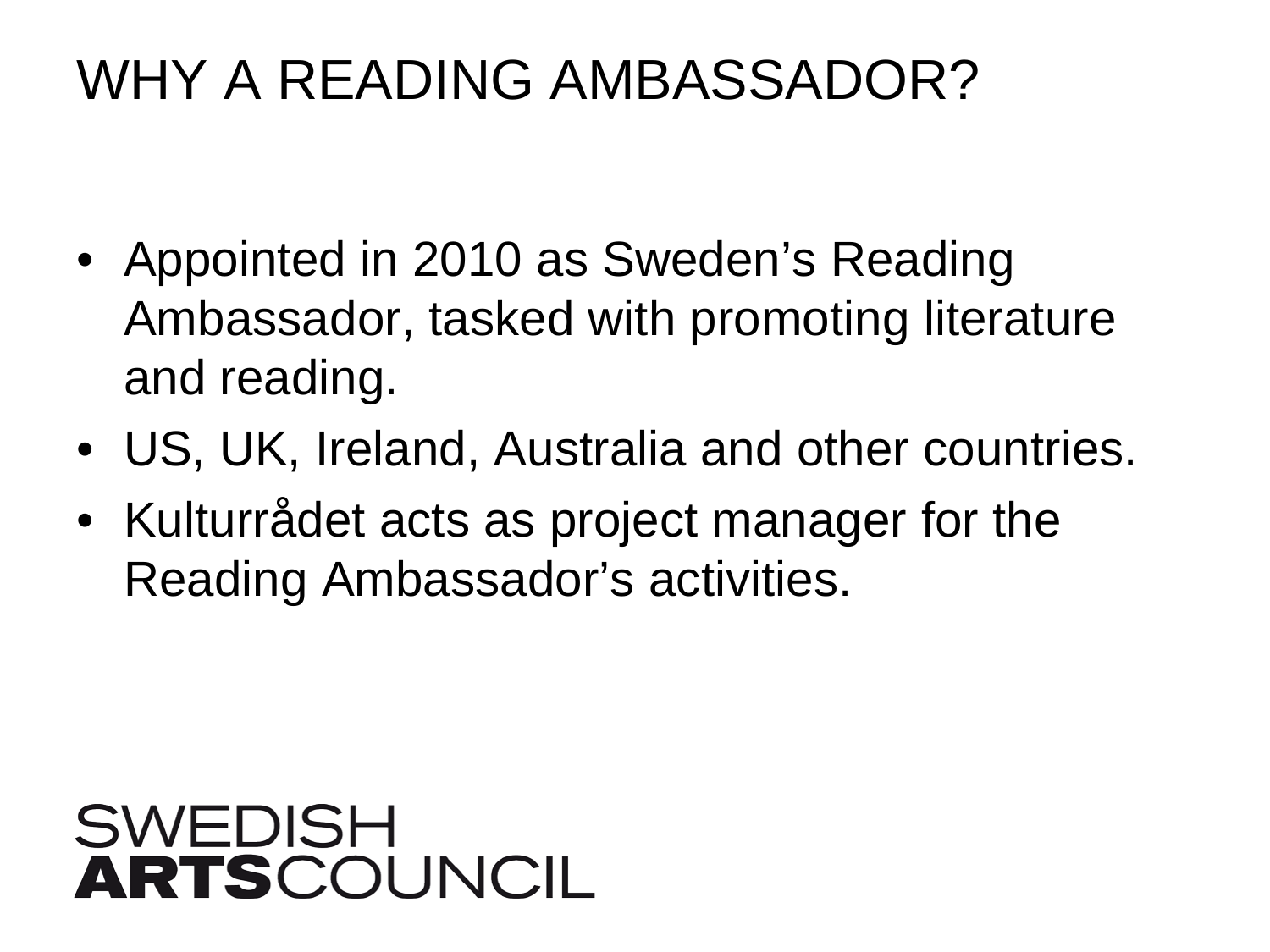# WHY A READING AMBASSADOR?

- Appointed in 2010 as Sweden's Reading Ambassador, tasked with promoting literature and reading.
- US, UK, Ireland, Australia and other countries.
- Kulturrådet acts as project manager for the Reading Ambassador's activities.

SWEDISH **ARTS**COUNCIL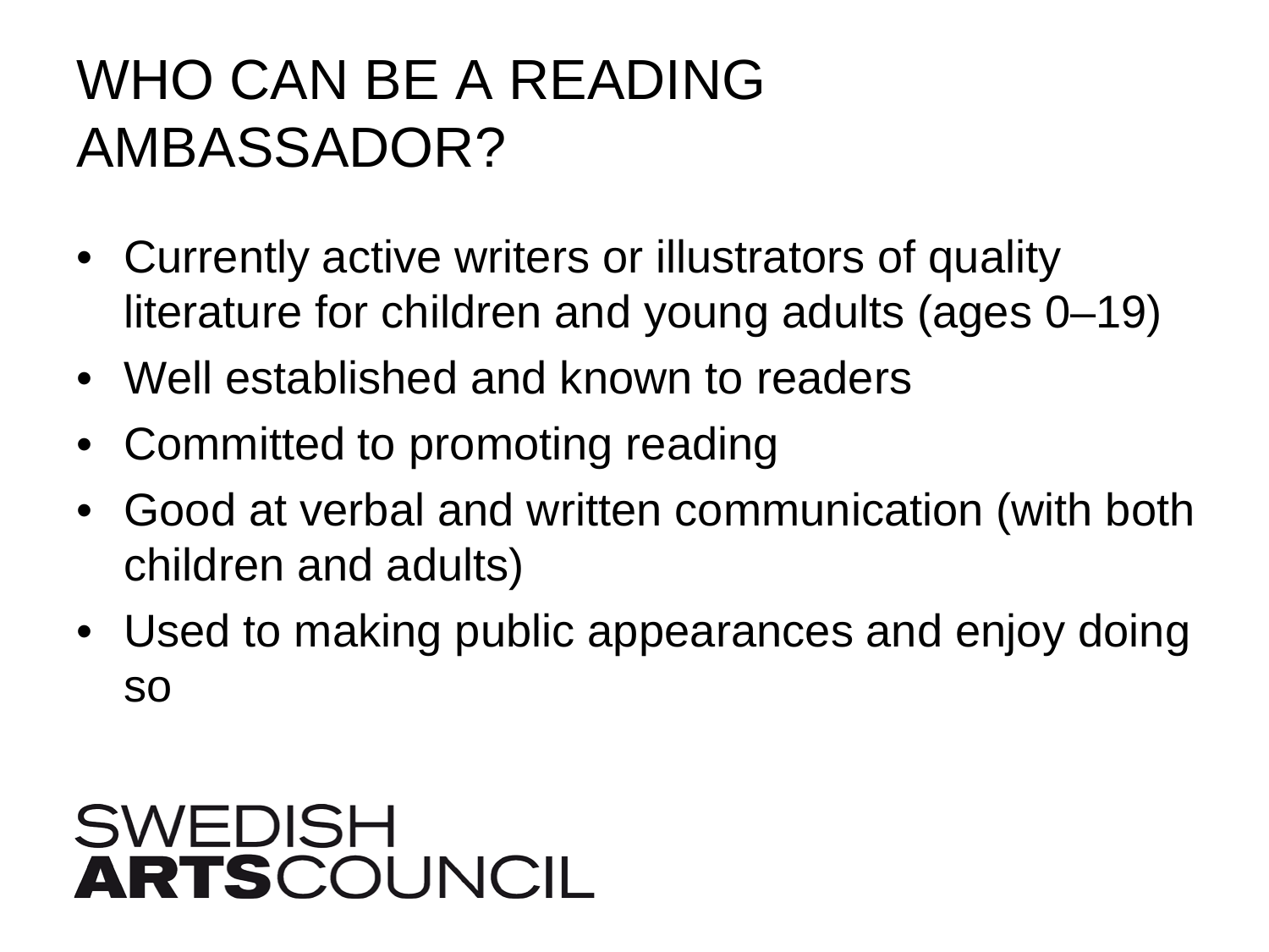# WHO CAN BE A READING AMBASSADOR?

- Currently active writers or illustrators of quality literature for children and young adults (ages 0–19)
- Well established and known to readers
- Committed to promoting reading
- Good at verbal and written communication (with both children and adults)
- Used to making public appearances and enjoy doing so

SWEDISH **ARTS**COUNCIL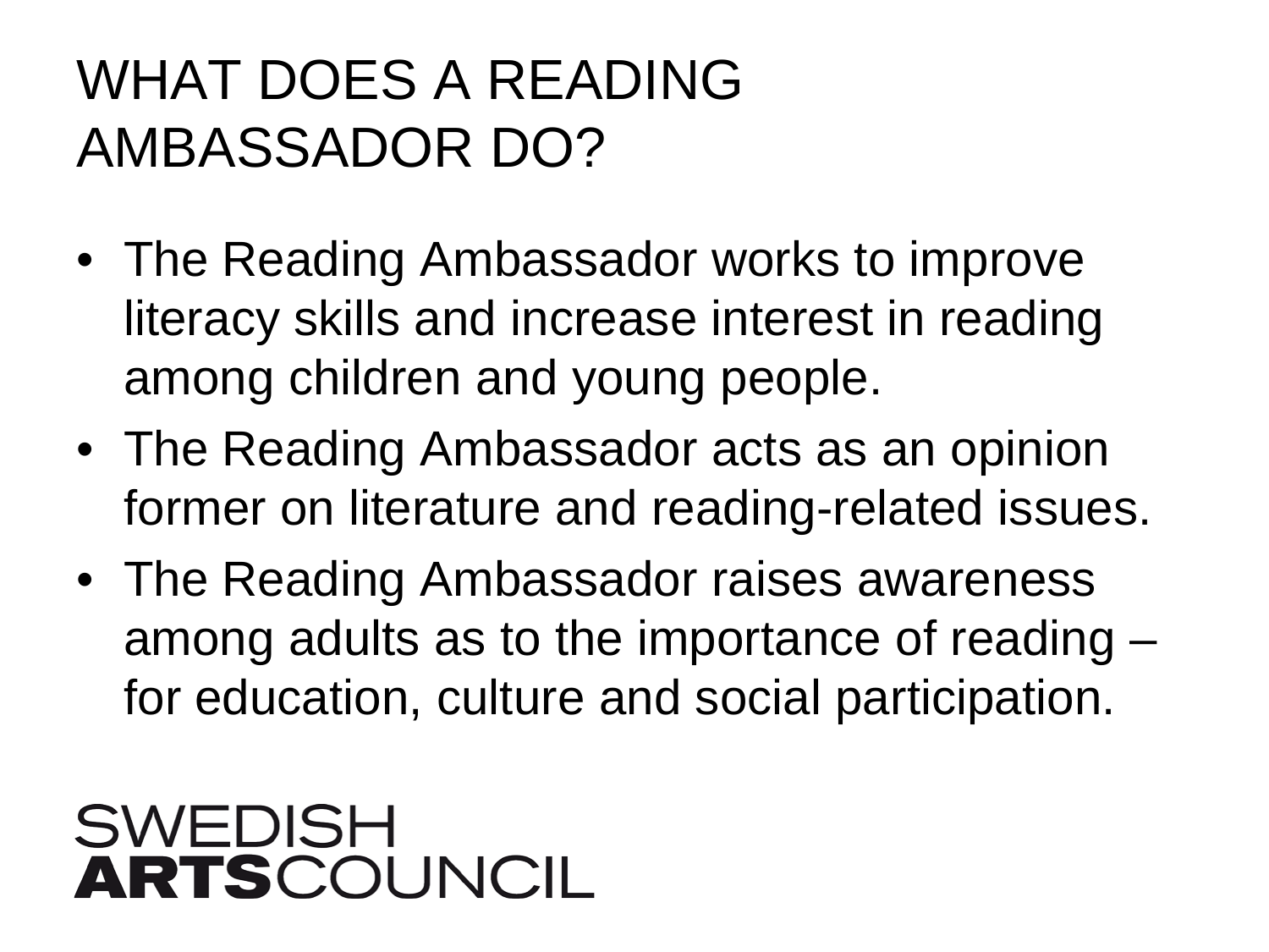# WHAT DOES A READING AMBASSADOR DO?

- The Reading Ambassador works to improve literacy skills and increase interest in reading among children and young people.
- The Reading Ambassador acts as an opinion former on literature and reading-related issues.
- The Reading Ambassador raises awareness among adults as to the importance of reading – for education, culture and social participation.

SWEDISH
**ARTS**COUNCIL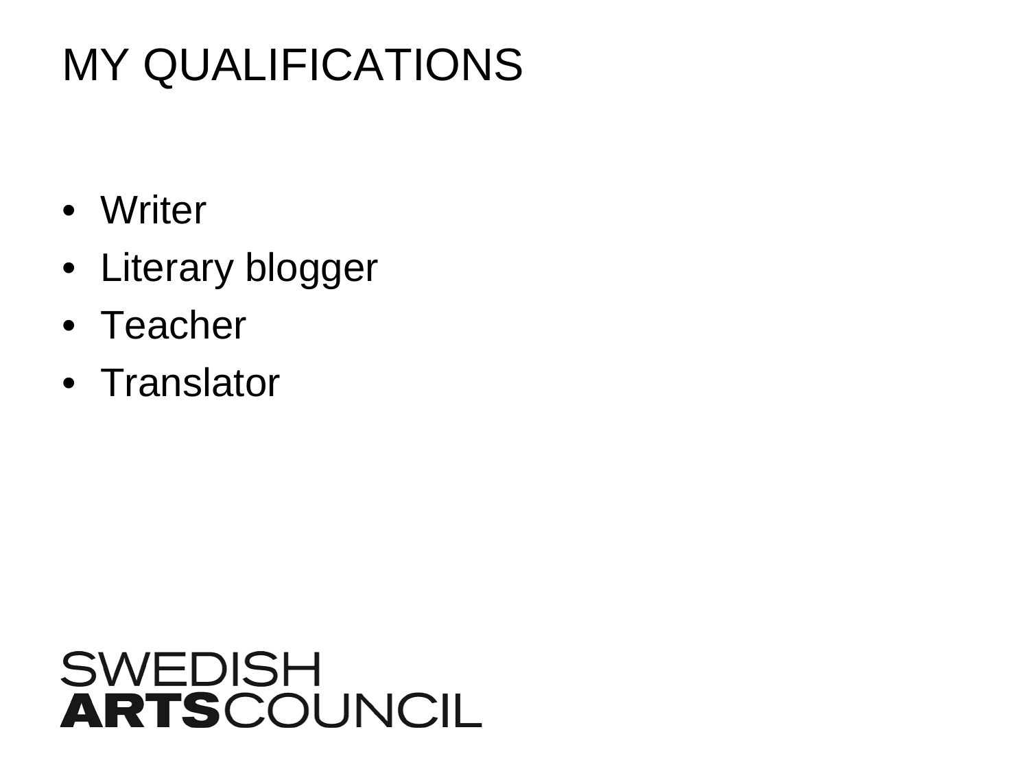# MY QUALIFICATIONS

- Writer
- Literary blogger
- Teacher
- Translator

SWEDISH
**ARTS**COUNCIL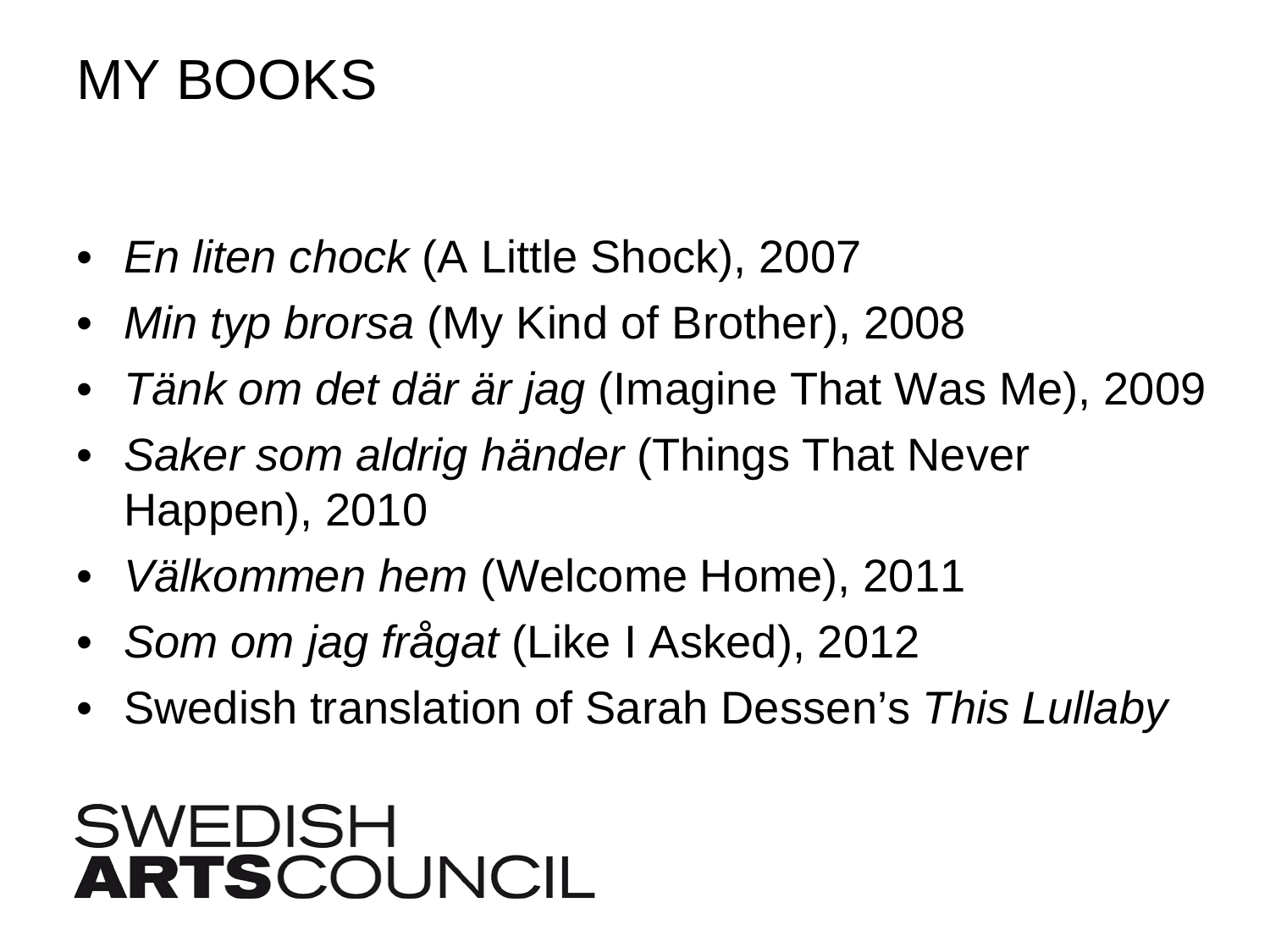# MY BOOKS

- *En liten chock* (A Little Shock), 2007
- *Min typ brorsa* (My Kind of Brother), 2008
- *Tänk om det där är jag* (Imagine That Was Me), 2009
- *Saker som aldrig händer* (Things That Never Happen), 2010
- *Välkommen hem* (Welcome Home), 2011
- *Som om jag frågat* (Like I Asked), 2012
- Swedish translation of Sarah Dessen's *This Lullaby*

SWEDISH **ARTS**COUNCIL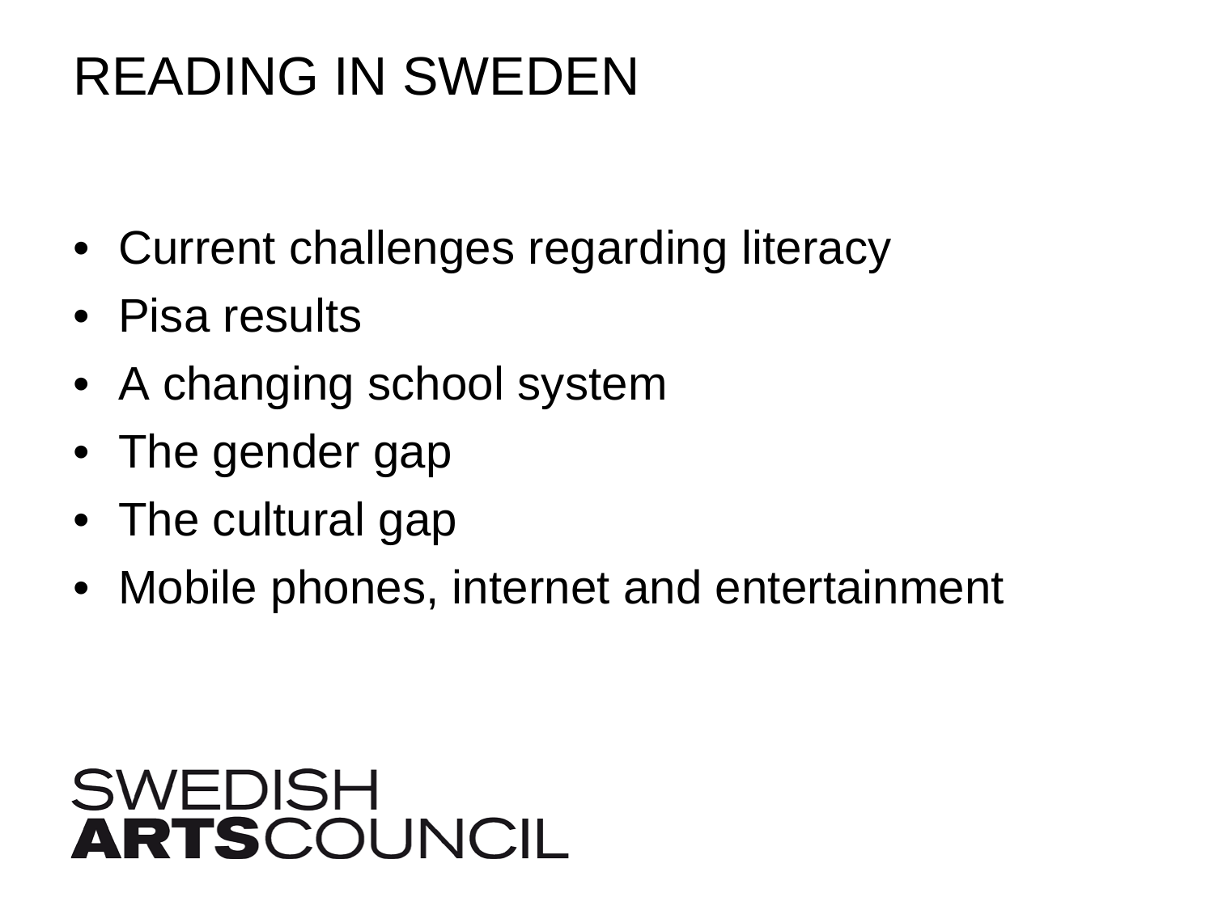# READING IN SWEDEN

- Current challenges regarding literacy
- Pisa results
- A changing school system
- The gender gap
- The cultural gap
- Mobile phones, internet and entertainment

SWEDISH **ARTS**COUNCIL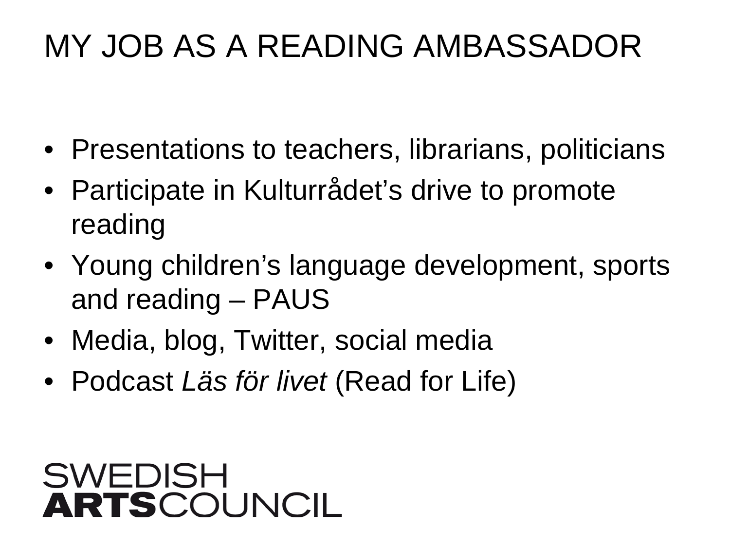# MY JOB AS A READING AMBASSADOR

- Presentations to teachers, librarians, politicians
- Participate in Kulturrådet’s drive to promote reading
- Young children’s language development, sports and reading – PAUS
- Media, blog, Twitter, social media
- Podcast *Läs för livet* (Read for Life)

SWEDISH
**ARTS**COUNCIL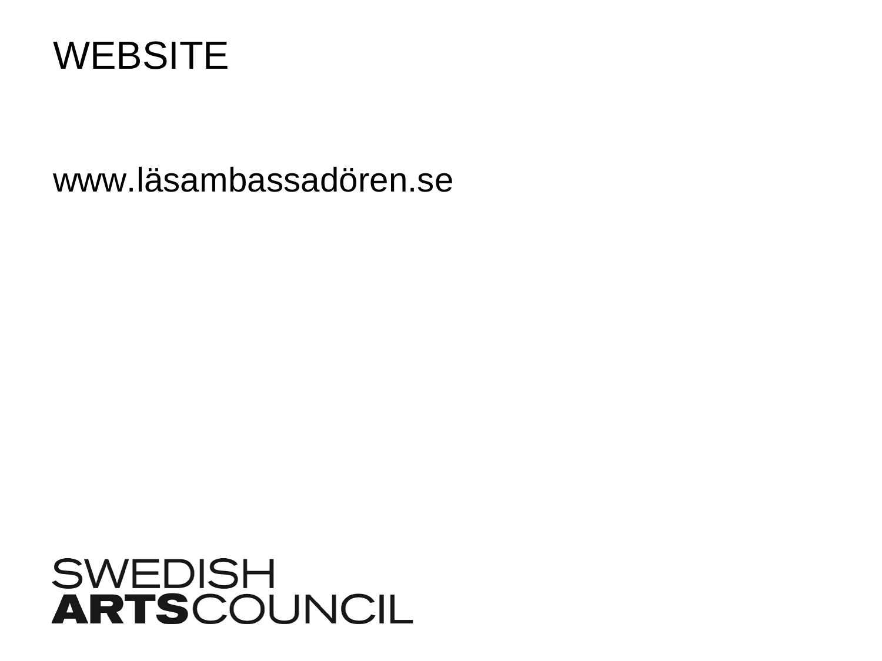# WEBSITE

www.läsambassadören.se

SWEDISH
**ARTS**COUNCIL